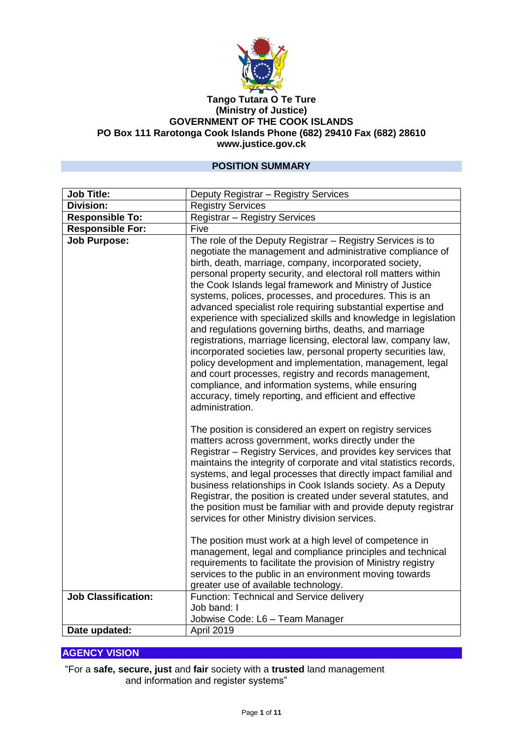**Tango Tutara O Te Ture**
**(Ministry of Justice)**
**GOVERNMENT OF THE COOK ISLANDS**
**PO Box 111 Rarotonga Cook Islands Phone (682) 29410 Fax (682) 28610**
**www.justice.gov.ck**

## POSITION SUMMARY

| | |
|---|---|
| **Job Title:** | Deputy Registrar – Registry Services |
| **Division:** | Registry Services |
| **Responsible To:** | Registrar – Registry Services |
| **Responsible For:** | Five |
| **Job Purpose:** | The role of the Deputy Registrar – Registry Services is to negotiate the management and administrative compliance of birth, death, marriage, company, incorporated society, personal property security, and electoral roll matters within the Cook Islands legal framework and Ministry of Justice systems, polices, processes, and procedures. This is an advanced specialist role requiring substantial expertise and experience with specialized skills and knowledge in legislation and regulations governing births, deaths, and marriage registrations, marriage licensing, electoral law, company law, incorporated societies law, personal property securities law, policy development and implementation, management, legal and court processes, registry and records management, compliance, and information systems, while ensuring accuracy, timely reporting, and efficient and effective administration.<br><br>The position is considered an expert on registry services matters across government, works directly under the Registrar – Registry Services, and provides key services that maintains the integrity of corporate and vital statistics records, systems, and legal processes that directly impact familial and business relationships in Cook Islands society. As a Deputy Registrar, the position is created under several statutes, and the position must be familiar with and provide deputy registrar services for other Ministry division services.<br><br>The position must work at a high level of competence in management, legal and compliance principles and technical requirements to facilitate the provision of Ministry registry services to the public in an environment moving towards greater use of available technology. |
| **Job Classification:** | Function: Technical and Service delivery<br>Job band: I<br>Jobwise Code: L6 – Team Manager |
| **Date updated:** | April 2019 |

## AGENCY VISION

"For a **safe, secure, just** and **fair** society with a **trusted** land management and information and register systems"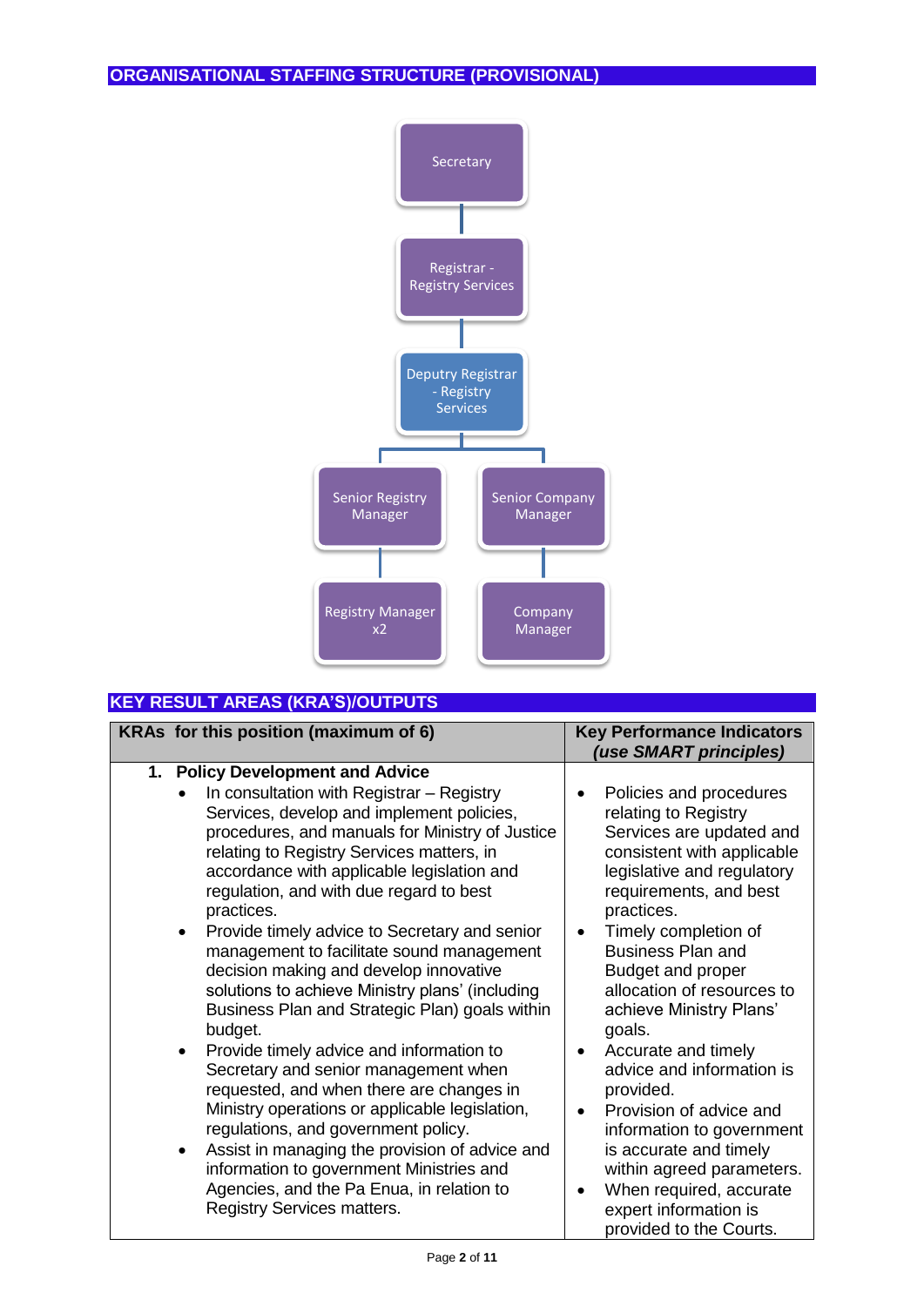## ORGANISATIONAL STAFFING STRUCTURE (PROVISIONAL)

- Secretary
  - Registrar - Registry Services
    - Deputry Registrar - Registry Services
      - Senior Registry Manager
        - Registry Manager x2
      - Senior Company Manager
        - Company Manager

## KEY RESULT AREAS (KRA'S)/OUTPUTS

| KRAs for this position (maximum of 6) | Key Performance Indicators *(use SMART principles)* |
|---|---|
| **1. Policy Development and Advice**<br>• In consultation with Registrar – Registry Services, develop and implement policies, procedures, and manuals for Ministry of Justice relating to Registry Services matters, in accordance with applicable legislation and regulation, and with due regard to best practices.<br>• Provide timely advice to Secretary and senior management to facilitate sound management decision making and develop innovative solutions to achieve Ministry plans' (including Business Plan and Strategic Plan) goals within budget.<br>• Provide timely advice and information to Secretary and senior management when requested, and when there are changes in Ministry operations or applicable legislation, regulations, and government policy.<br>• Assist in managing the provision of advice and information to government Ministries and Agencies, and the Pa Enua, in relation to Registry Services matters. | • Policies and procedures relating to Registry Services are updated and consistent with applicable legislative and regulatory requirements, and best practices.<br>• Timely completion of Business Plan and Budget and proper allocation of resources to achieve Ministry Plans' goals.<br>• Accurate and timely advice and information is provided.<br>• Provision of advice and information to government is accurate and timely within agreed parameters.<br>• When required, accurate expert information is provided to the Courts. |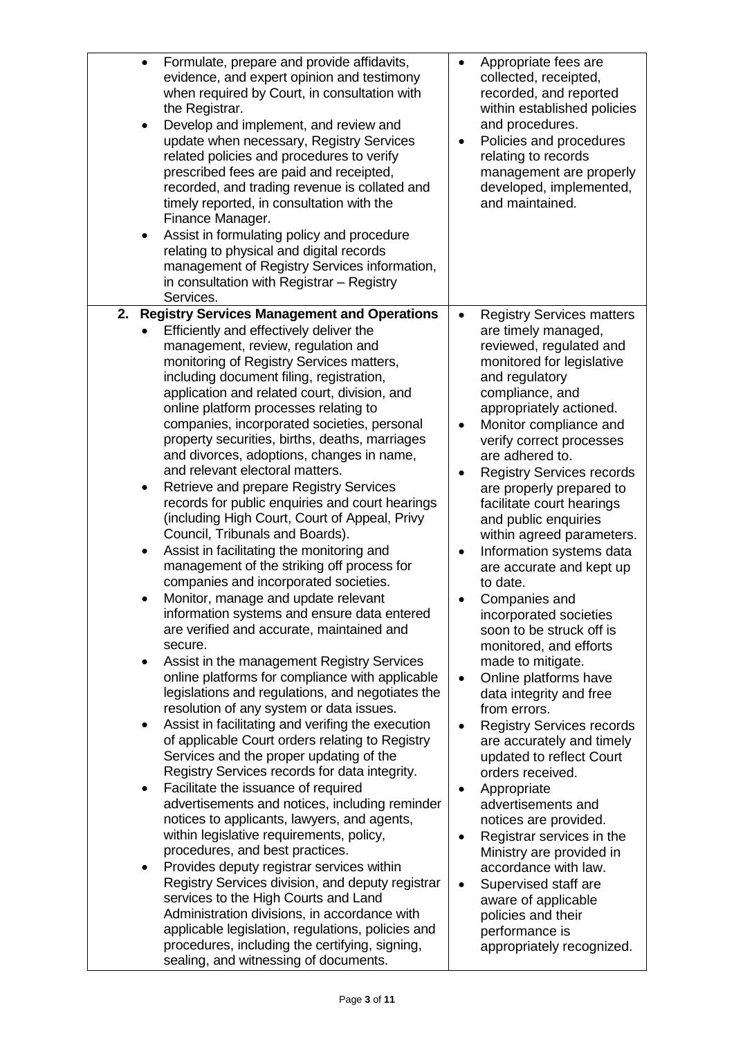| | |
|---|---|
| • Formulate, prepare and provide affidavits, evidence, and expert opinion and testimony when required by Court, in consultation with the Registrar.<br>• Develop and implement, and review and update when necessary, Registry Services related policies and procedures to verify prescribed fees are paid and receipted, recorded, and trading revenue is collated and timely reported, in consultation with the Finance Manager.<br>• Assist in formulating policy and procedure relating to physical and digital records management of Registry Services information, in consultation with Registrar – Registry Services. | • Appropriate fees are collected, receipted, recorded, and reported within established policies and procedures.<br>• Policies and procedures relating to records management are properly developed, implemented, and maintained. |
| **2. Registry Services Management and Operations**<br>• Efficiently and effectively deliver the management, review, regulation and monitoring of Registry Services matters, including document filing, registration, application and related court, division, and online platform processes relating to companies, incorporated societies, personal property securities, births, deaths, marriages and divorces, adoptions, changes in name, and relevant electoral matters.<br>• Retrieve and prepare Registry Services records for public enquiries and court hearings (including High Court, Court of Appeal, Privy Council, Tribunals and Boards).<br>• Assist in facilitating the monitoring and management of the striking off process for companies and incorporated societies.<br>• Monitor, manage and update relevant information systems and ensure data entered are verified and accurate, maintained and secure.<br>• Assist in the management Registry Services online platforms for compliance with applicable legislations and regulations, and negotiates the resolution of any system or data issues.<br>• Assist in facilitating and verifing the execution of applicable Court orders relating to Registry Services and the proper updating of the Registry Services records for data integrity.<br>• Facilitate the issuance of required advertisements and notices, including reminder notices to applicants, lawyers, and agents, within legislative requirements, policy, procedures, and best practices.<br>• Provides deputy registrar services within Registry Services division, and deputy registrar services to the High Courts and Land Administration divisions, in accordance with applicable legislation, regulations, policies and procedures, including the certifying, signing, sealing, and witnessing of documents. | • Registry Services matters are timely managed, reviewed, regulated and monitored for legislative and regulatory compliance, and appropriately actioned.<br>• Monitor compliance and verify correct processes are adhered to.<br>• Registry Services records are properly prepared to facilitate court hearings and public enquiries within agreed parameters.<br>• Information systems data are accurate and kept up to date.<br>• Companies and incorporated societies soon to be struck off is monitored, and efforts made to mitigate.<br>• Online platforms have data integrity and free from errors.<br>• Registry Services records are accurately and timely updated to reflect Court orders received.<br>• Appropriate advertisements and notices are provided.<br>• Registrar services in the Ministry are provided in accordance with law.<br>• Supervised staff are aware of applicable policies and their performance is appropriately recognized. |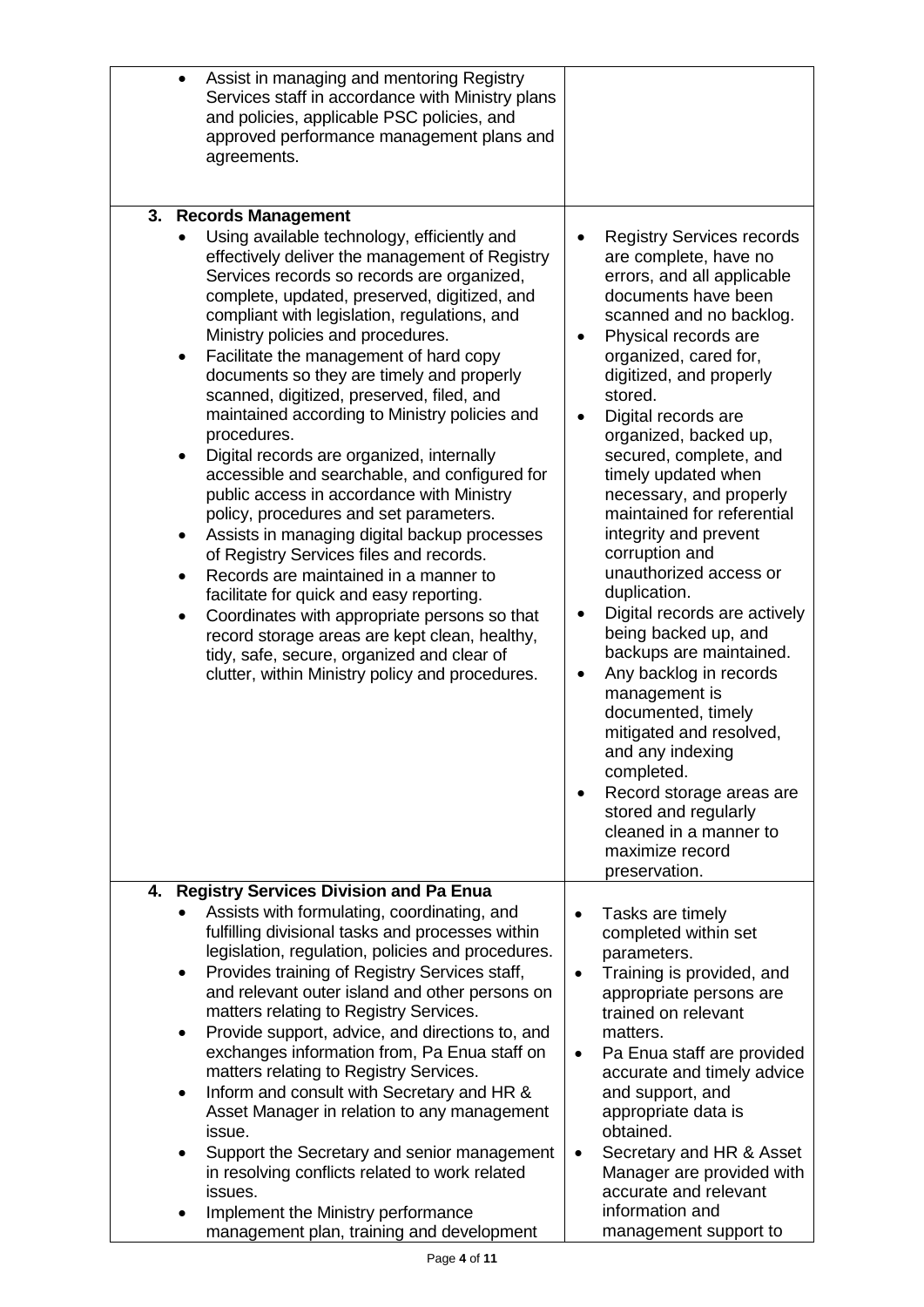| | |
|---|---|
| • Assist in managing and mentoring Registry Services staff in accordance with Ministry plans and policies, applicable PSC policies, and approved performance management plans and agreements. | |
| **3. Records Management**<br>• Using available technology, efficiently and effectively deliver the management of Registry Services records so records are organized, complete, updated, preserved, digitized, and compliant with legislation, regulations, and Ministry policies and procedures.<br>• Facilitate the management of hard copy documents so they are timely and properly scanned, digitized, preserved, filed, and maintained according to Ministry policies and procedures.<br>• Digital records are organized, internally accessible and searchable, and configured for public access in accordance with Ministry policy, procedures and set parameters.<br>• Assists in managing digital backup processes of Registry Services files and records.<br>• Records are maintained in a manner to facilitate for quick and easy reporting.<br>• Coordinates with appropriate persons so that record storage areas are kept clean, healthy, tidy, safe, secure, organized and clear of clutter, within Ministry policy and procedures. | • Registry Services records are complete, have no errors, and all applicable documents have been scanned and no backlog.<br>• Physical records are organized, cared for, digitized, and properly stored.<br>• Digital records are organized, backed up, secured, complete, and timely updated when necessary, and properly maintained for referential integrity and prevent corruption and unauthorized access or duplication.<br>• Digital records are actively being backed up, and backups are maintained.<br>• Any backlog in records management is documented, timely mitigated and resolved, and any indexing completed.<br>• Record storage areas are stored and regularly cleaned in a manner to maximize record preservation. |
| **4. Registry Services Division and Pa Enua**<br>• Assists with formulating, coordinating, and fulfilling divisional tasks and processes within legislation, regulation, policies and procedures.<br>• Provides training of Registry Services staff, and relevant outer island and other persons on matters relating to Registry Services.<br>• Provide support, advice, and directions to, and exchanges information from, Pa Enua staff on matters relating to Registry Services.<br>• Inform and consult with Secretary and HR & Asset Manager in relation to any management issue.<br>• Support the Secretary and senior management in resolving conflicts related to work related issues.<br>• Implement the Ministry performance management plan, training and development | • Tasks are timely completed within set parameters.<br>• Training is provided, and appropriate persons are trained on relevant matters.<br>• Pa Enua staff are provided accurate and timely advice and support, and appropriate data is obtained.<br>• Secretary and HR & Asset Manager are provided with accurate and relevant information and management support to |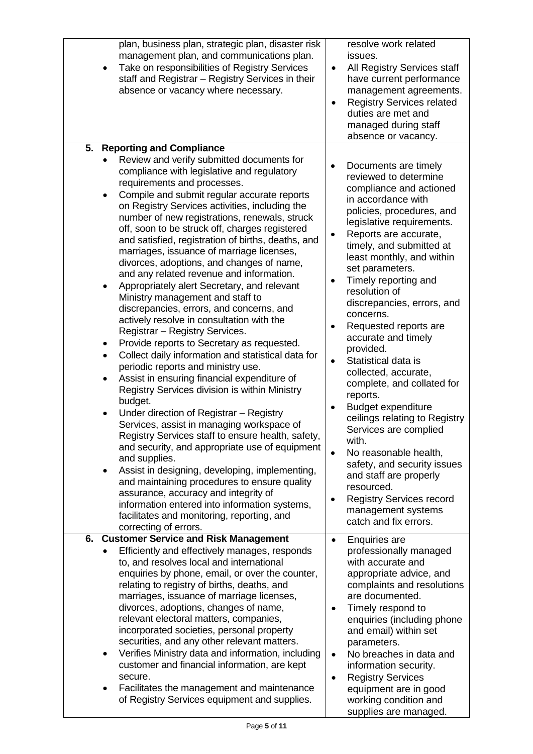| | |
|---|---|
| plan, business plan, strategic plan, disaster risk management plan, and communications plan.<br>• Take on responsibilities of Registry Services staff and Registrar – Registry Services in their absence or vacancy where necessary. | resolve work related issues.<br>• All Registry Services staff have current performance management agreements.<br>• Registry Services related duties are met and managed during staff absence or vacancy. |
| **5. Reporting and Compliance**<br>• Review and verify submitted documents for compliance with legislative and regulatory requirements and processes.<br>• Compile and submit regular accurate reports on Registry Services activities, including the number of new registrations, renewals, struck off, soon to be struck off, charges registered and satisfied, registration of births, deaths, and marriages, issuance of marriage licenses, divorces, adoptions, and changes of name, and any related revenue and information.<br>• Appropriately alert Secretary, and relevant Ministry management and staff to discrepancies, errors, and concerns, and actively resolve in consultation with the Registrar – Registry Services.<br>• Provide reports to Secretary as requested.<br>• Collect daily information and statistical data for periodic reports and ministry use.<br>• Assist in ensuring financial expenditure of Registry Services division is within Ministry budget.<br>• Under direction of Registrar – Registry Services, assist in managing workspace of Registry Services staff to ensure health, safety, and security, and appropriate use of equipment and supplies.<br>• Assist in designing, developing, implementing, and maintaining procedures to ensure quality assurance, accuracy and integrity of information entered into information systems, facilitates and monitoring, reporting, and correcting of errors. | • Documents are timely reviewed to determine compliance and actioned in accordance with policies, procedures, and legislative requirements.<br>• Reports are accurate, timely, and submitted at least monthly, and within set parameters.<br>• Timely reporting and resolution of discrepancies, errors, and concerns.<br>• Requested reports are accurate and timely provided.<br>• Statistical data is collected, accurate, complete, and collated for reports.<br>• Budget expenditure ceilings relating to Registry Services are complied with.<br>• No reasonable health, safety, and security issues and staff are properly resourced.<br>• Registry Services record management systems catch and fix errors. |
| **6. Customer Service and Risk Management**<br>• Efficiently and effectively manages, responds to, and resolves local and international enquiries by phone, email, or over the counter, relating to registry of births, deaths, and marriages, issuance of marriage licenses, divorces, adoptions, changes of name, relevant electoral matters, companies, incorporated societies, personal property securities, and any other relevant matters.<br>• Verifies Ministry data and information, including customer and financial information, are kept secure.<br>• Facilitates the management and maintenance of Registry Services equipment and supplies. | • Enquiries are professionally managed with accurate and appropriate advice, and complaints and resolutions are documented.<br>• Timely respond to enquiries (including phone and email) within set parameters.<br>• No breaches in data and information security.<br>• Registry Services equipment are in good working condition and supplies are managed. |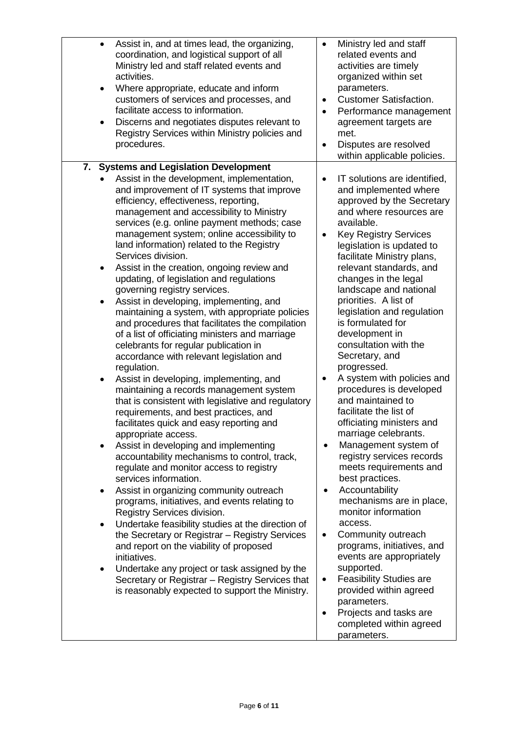| | |
|---|---|
| • Assist in, and at times lead, the organizing, coordination, and logistical support of all Ministry led and staff related events and activities.<br>• Where appropriate, educate and inform customers of services and processes, and facilitate access to information.<br>• Discerns and negotiates disputes relevant to Registry Services within Ministry policies and procedures. | • Ministry led and staff related events and activities are timely organized within set parameters.<br>• Customer Satisfaction.<br>• Performance management agreement targets are met.<br>• Disputes are resolved within applicable policies. |
| **7. Systems and Legislation Development**<br>• Assist in the development, implementation, and improvement of IT systems that improve efficiency, effectiveness, reporting, management and accessibility to Ministry services (e.g. online payment methods; case management system; online accessibility to land information) related to the Registry Services division.<br>• Assist in the creation, ongoing review and updating, of legislation and regulations governing registry services.<br>• Assist in developing, implementing, and maintaining a system, with appropriate policies and procedures that facilitates the compilation of a list of officiating ministers and marriage celebrants for regular publication in accordance with relevant legislation and regulation.<br>• Assist in developing, implementing, and maintaining a records management system that is consistent with legislative and regulatory requirements, and best practices, and facilitates quick and easy reporting and appropriate access.<br>• Assist in developing and implementing accountability mechanisms to control, track, regulate and monitor access to registry services information.<br>• Assist in organizing community outreach programs, initiatives, and events relating to Registry Services division.<br>• Undertake feasibility studies at the direction of the Secretary or Registrar – Registry Services and report on the viability of proposed initiatives.<br>• Undertake any project or task assigned by the Secretary or Registrar – Registry Services that is reasonably expected to support the Ministry. | • IT solutions are identified, and implemented where approved by the Secretary and where resources are available.<br>• Key Registry Services legislation is updated to facilitate Ministry plans, relevant standards, and changes in the legal landscape and national priorities. A list of legislation and regulation is formulated for development in consultation with the Secretary, and progressed.<br>• A system with policies and procedures is developed and maintained to facilitate the list of officiating ministers and marriage celebrants.<br>• Management system of registry services records meets requirements and best practices.<br>• Accountability mechanisms are in place, monitor information access.<br>• Community outreach programs, initiatives, and events are appropriately supported.<br>• Feasibility Studies are provided within agreed parameters.<br>• Projects and tasks are completed within agreed parameters. |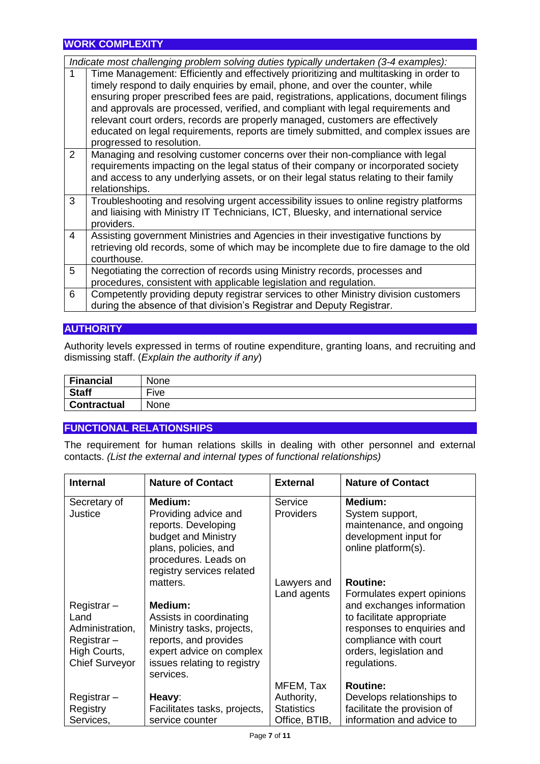## WORK COMPLEXITY

| *Indicate most challenging problem solving duties typically undertaken (3-4 examples):* | |
|---|---|
| 1 | Time Management: Efficiently and effectively prioritizing and multitasking in order to timely respond to daily enquiries by email, phone, and over the counter, while ensuring proper prescribed fees are paid, registrations, applications, document filings and approvals are processed, verified, and compliant with legal requirements and relevant court orders, records are properly managed, customers are effectively educated on legal requirements, reports are timely submitted, and complex issues are progressed to resolution. |
| 2 | Managing and resolving customer concerns over their non-compliance with legal requirements impacting on the legal status of their company or incorporated society and access to any underlying assets, or on their legal status relating to their family relationships. |
| 3 | Troubleshooting and resolving urgent accessibility issues to online registry platforms and liaising with Ministry IT Technicians, ICT, Bluesky, and international service providers. |
| 4 | Assisting government Ministries and Agencies in their investigative functions by retrieving old records, some of which may be incomplete due to fire damage to the old courthouse. |
| 5 | Negotiating the correction of records using Ministry records, processes and procedures, consistent with applicable legislation and regulation. |
| 6 | Competently providing deputy registrar services to other Ministry division customers during the absence of that division's Registrar and Deputy Registrar. |

## AUTHORITY

Authority levels expressed in terms of routine expenditure, granting loans, and recruiting and dismissing staff. (*Explain the authority if any*)

| **Financial** | None |
|---|---|
| **Staff** | Five |
| **Contractual** | None |

## FUNCTIONAL RELATIONSHIPS

The requirement for human relations skills in dealing with other personnel and external contacts. *(List the external and internal types of functional relationships)*

| Internal | Nature of Contact | External | Nature of Contact |
|---|---|---|---|
| Secretary of Justice | **Medium:** Providing advice and reports. Developing budget and Ministry plans, policies, and procedures. Leads on registry services related matters. | Service Providers | **Medium:** System support, maintenance, and ongoing development input for online platform(s). |
| Registrar – Land Administration, Registrar – High Courts, Chief Surveyor | **Medium:** Assists in coordinating Ministry tasks, projects, reports, and provides expert advice on complex issues relating to registry services. | Lawyers and Land agents | **Routine:** Formulates expert opinions and exchanges information to facilitate appropriate responses to enquiries and compliance with court orders, legislation and regulations. |
| Registrar – Registry Services, | **Heavy**: Facilitates tasks, projects, service counter | MFEM, Tax Authority, Statistics Office, BTIB, | **Routine:** Develops relationships to facilitate the provision of information and advice to |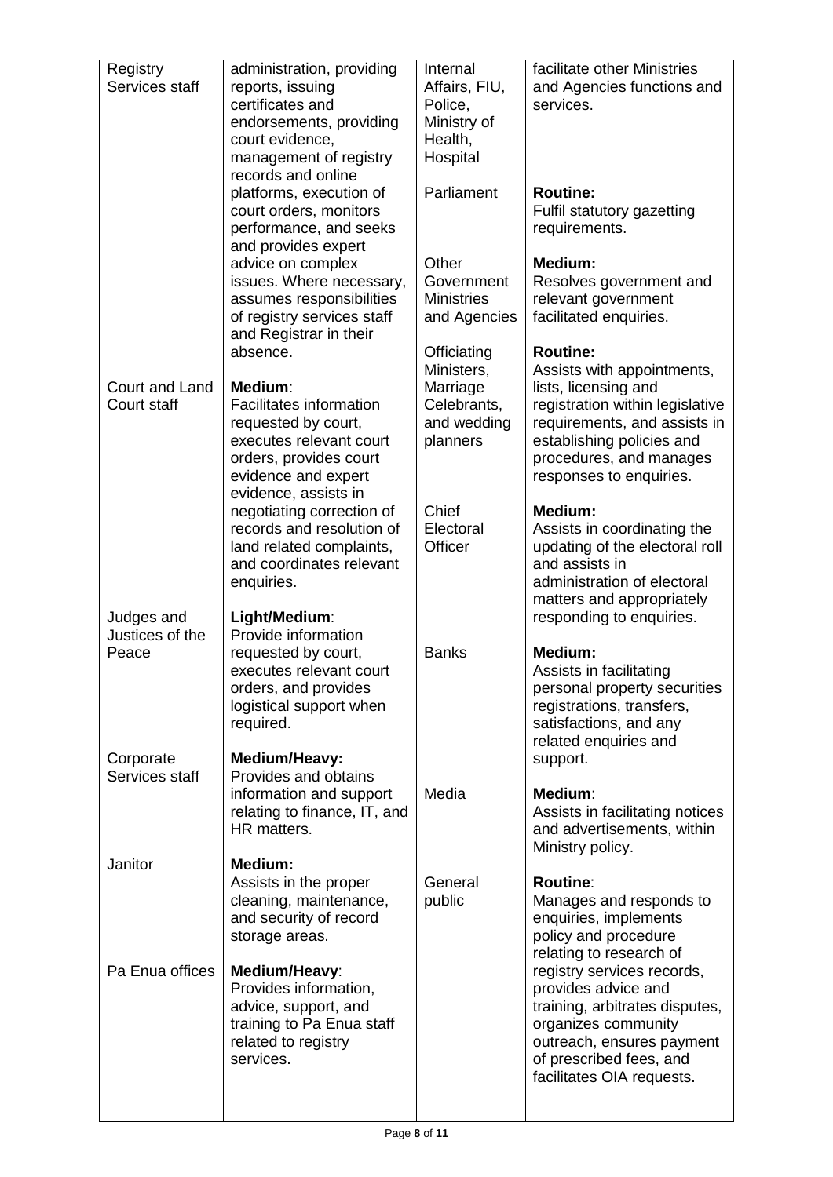| | | | |
|---|---|---|---|
| Registry Services staff | administration, providing reports, issuing certificates and endorsements, providing court evidence, management of registry records and online platforms, execution of court orders, monitors performance, and seeks and provides expert advice on complex issues. Where necessary, assumes responsibilities of registry services staff and Registrar in their absence. | Internal Affairs, FIU, Police, Ministry of Health, Hospital | facilitate other Ministries and Agencies functions and services. |
| | | Parliament | **Routine:** Fulfil statutory gazetting requirements. |
| | | Other Government Ministries and Agencies | **Medium:** Resolves government and relevant government facilitated enquiries. |
| Court and Land Court staff | **Medium**: Facilitates information requested by court, executes relevant court orders, provides court evidence and expert evidence, assists in negotiating correction of records and resolution of land related complaints, and coordinates relevant enquiries. | Officiating Ministers, Marriage Celebrants, and wedding planners | **Routine:** Assists with appointments, lists, licensing and registration within legislative requirements, and assists in establishing policies and procedures, and manages responses to enquiries. |
| | | Chief Electoral Officer | **Medium:** Assists in coordinating the updating of the electoral roll and assists in administration of electoral matters and appropriately responding to enquiries. |
| Judges and Justices of the Peace | **Light/Medium**: Provide information requested by court, executes relevant court orders, and provides logistical support when required. | Banks | **Medium:** Assists in facilitating personal property securities registrations, transfers, satisfactions, and any related enquiries and support. |
| Corporate Services staff | **Medium/Heavy:** Provides and obtains information and support relating to finance, IT, and HR matters. | Media | **Medium**: Assists in facilitating notices and advertisements, within Ministry policy. |
| Janitor | **Medium:** Assists in the proper cleaning, maintenance, and security of record storage areas. | General public | **Routine**: Manages and responds to enquiries, implements policy and procedure relating to research of registry services records, provides advice and training, arbitrates disputes, organizes community outreach, ensures payment of prescribed fees, and facilitates OIA requests. |
| Pa Enua offices | **Medium/Heavy**: Provides information, advice, support, and training to Pa Enua staff related to registry services. | | |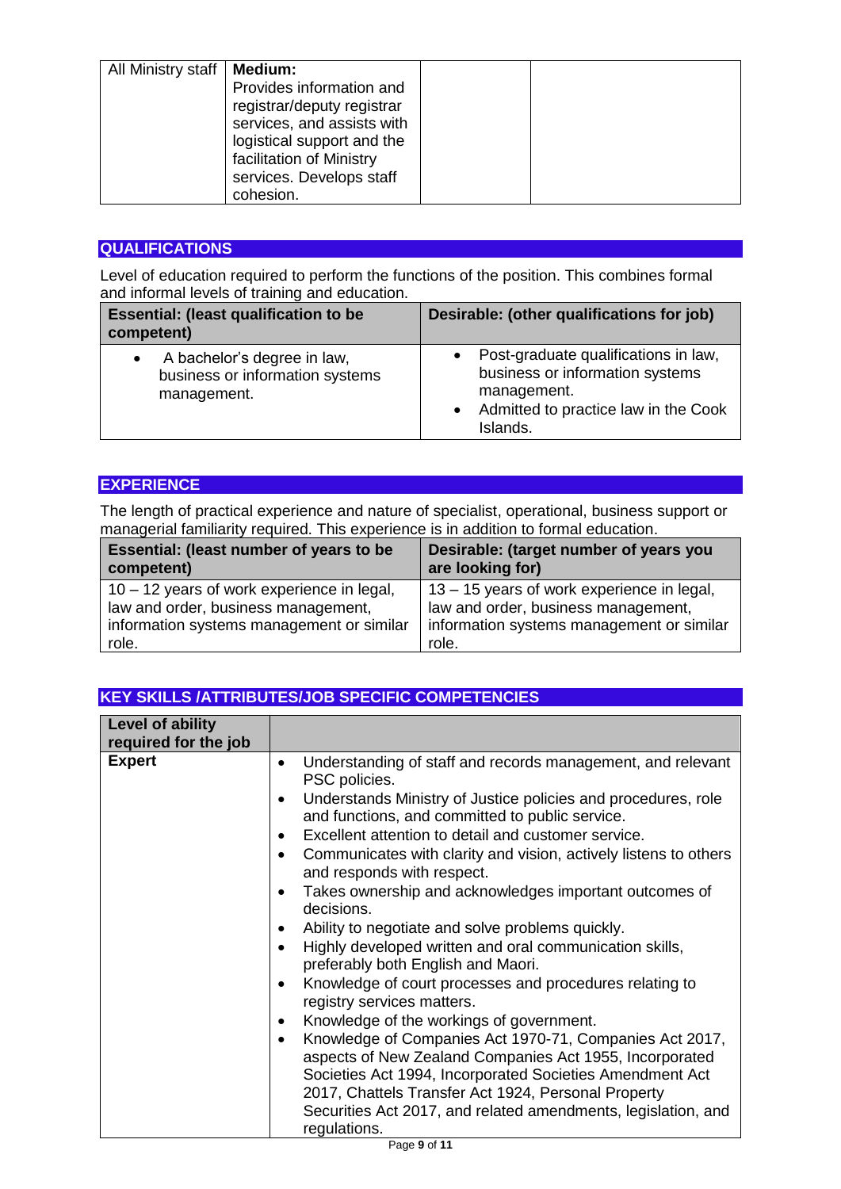| All Ministry staff | **Medium:** Provides information and registrar/deputy registrar services, and assists with logistical support and the facilitation of Ministry services. Develops staff cohesion. | | |
|---|---|---|---|

## QUALIFICATIONS

Level of education required to perform the functions of the position. This combines formal and informal levels of training and education.

| Essential: (least qualification to be competent) | Desirable: (other qualifications for job) |
|---|---|
| • A bachelor's degree in law, business or information systems management. | • Post-graduate qualifications in law, business or information systems management.<br>• Admitted to practice law in the Cook Islands. |

## EXPERIENCE

The length of practical experience and nature of specialist, operational, business support or managerial familiarity required. This experience is in addition to formal education.

| Essential: (least number of years to be competent) | Desirable: (target number of years you are looking for) |
|---|---|
| 10 – 12 years of work experience in legal, law and order, business management, information systems management or similar role. | 13 – 15 years of work experience in legal, law and order, business management, information systems management or similar role. |

## KEY SKILLS /ATTRIBUTES/JOB SPECIFIC COMPETENCIES

| Level of ability required for the job | |
|---|---|
| **Expert** | • Understanding of staff and records management, and relevant PSC policies.<br>• Understands Ministry of Justice policies and procedures, role and functions, and committed to public service.<br>• Excellent attention to detail and customer service.<br>• Communicates with clarity and vision, actively listens to others and responds with respect.<br>• Takes ownership and acknowledges important outcomes of decisions.<br>• Ability to negotiate and solve problems quickly.<br>• Highly developed written and oral communication skills, preferably both English and Maori.<br>• Knowledge of court processes and procedures relating to registry services matters.<br>• Knowledge of the workings of government.<br>• Knowledge of Companies Act 1970-71, Companies Act 2017, aspects of New Zealand Companies Act 1955, Incorporated Societies Act 1994, Incorporated Societies Amendment Act 2017, Chattels Transfer Act 1924, Personal Property Securities Act 2017, and related amendments, legislation, and regulations. |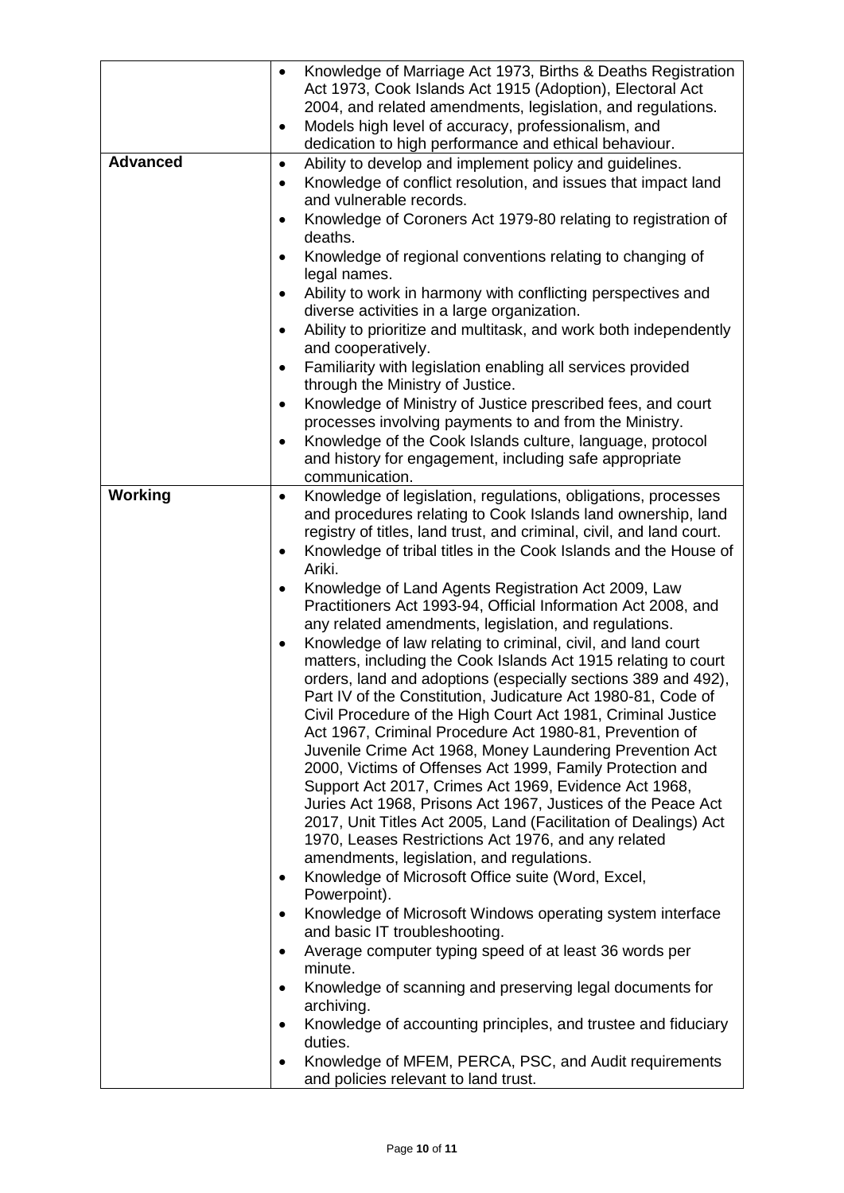| | |
|---|---|
| | • Knowledge of Marriage Act 1973, Births & Deaths Registration Act 1973, Cook Islands Act 1915 (Adoption), Electoral Act 2004, and related amendments, legislation, and regulations.<br>• Models high level of accuracy, professionalism, and dedication to high performance and ethical behaviour. |
| **Advanced** | • Ability to develop and implement policy and guidelines.<br>• Knowledge of conflict resolution, and issues that impact land and vulnerable records.<br>• Knowledge of Coroners Act 1979-80 relating to registration of deaths.<br>• Knowledge of regional conventions relating to changing of legal names.<br>• Ability to work in harmony with conflicting perspectives and diverse activities in a large organization.<br>• Ability to prioritize and multitask, and work both independently and cooperatively.<br>• Familiarity with legislation enabling all services provided through the Ministry of Justice.<br>• Knowledge of Ministry of Justice prescribed fees, and court processes involving payments to and from the Ministry.<br>• Knowledge of the Cook Islands culture, language, protocol and history for engagement, including safe appropriate communication. |
| **Working** | • Knowledge of legislation, regulations, obligations, processes and procedures relating to Cook Islands land ownership, land registry of titles, land trust, and criminal, civil, and land court.<br>• Knowledge of tribal titles in the Cook Islands and the House of Ariki.<br>• Knowledge of Land Agents Registration Act 2009, Law Practitioners Act 1993-94, Official Information Act 2008, and any related amendments, legislation, and regulations.<br>• Knowledge of law relating to criminal, civil, and land court matters, including the Cook Islands Act 1915 relating to court orders, land and adoptions (especially sections 389 and 492), Part IV of the Constitution, Judicature Act 1980-81, Code of Civil Procedure of the High Court Act 1981, Criminal Justice Act 1967, Criminal Procedure Act 1980-81, Prevention of Juvenile Crime Act 1968, Money Laundering Prevention Act 2000, Victims of Offenses Act 1999, Family Protection and Support Act 2017, Crimes Act 1969, Evidence Act 1968, Juries Act 1968, Prisons Act 1967, Justices of the Peace Act 2017, Unit Titles Act 2005, Land (Facilitation of Dealings) Act 1970, Leases Restrictions Act 1976, and any related amendments, legislation, and regulations.<br>• Knowledge of Microsoft Office suite (Word, Excel, Powerpoint).<br>• Knowledge of Microsoft Windows operating system interface and basic IT troubleshooting.<br>• Average computer typing speed of at least 36 words per minute.<br>• Knowledge of scanning and preserving legal documents for archiving.<br>• Knowledge of accounting principles, and trustee and fiduciary duties.<br>• Knowledge of MFEM, PERCA, PSC, and Audit requirements and policies relevant to land trust. |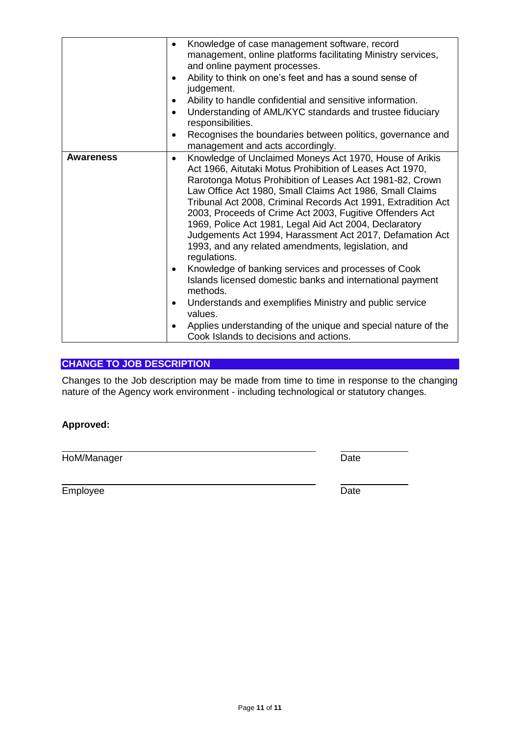| | |
|---|---|
| | • Knowledge of case management software, record management, online platforms facilitating Ministry services, and online payment processes.<br>• Ability to think on one's feet and has a sound sense of judgement.<br>• Ability to handle confidential and sensitive information.<br>• Understanding of AML/KYC standards and trustee fiduciary responsibilities.<br>• Recognises the boundaries between politics, governance and management and acts accordingly. |
| **Awareness** | • Knowledge of Unclaimed Moneys Act 1970, House of Arikis Act 1966, Aitutaki Motus Prohibition of Leases Act 1970, Rarotonga Motus Prohibition of Leases Act 1981-82, Crown Law Office Act 1980, Small Claims Act 1986, Small Claims Tribunal Act 2008, Criminal Records Act 1991, Extradition Act 2003, Proceeds of Crime Act 2003, Fugitive Offenders Act 1969, Police Act 1981, Legal Aid Act 2004, Declaratory Judgements Act 1994, Harassment Act 2017, Defamation Act 1993, and any related amendments, legislation, and regulations.<br>• Knowledge of banking services and processes of Cook Islands licensed domestic banks and international payment methods.<br>• Understands and exemplifies Ministry and public service values.<br>• Applies understanding of the unique and special nature of the Cook Islands to decisions and actions. |

## CHANGE TO JOB DESCRIPTION

Changes to the Job description may be made from time to time in response to the changing nature of the Agency work environment - including technological or statutory changes.

**Approved:**

HoM/Manager ____________________ Date ________

Employee ____________________ Date ________